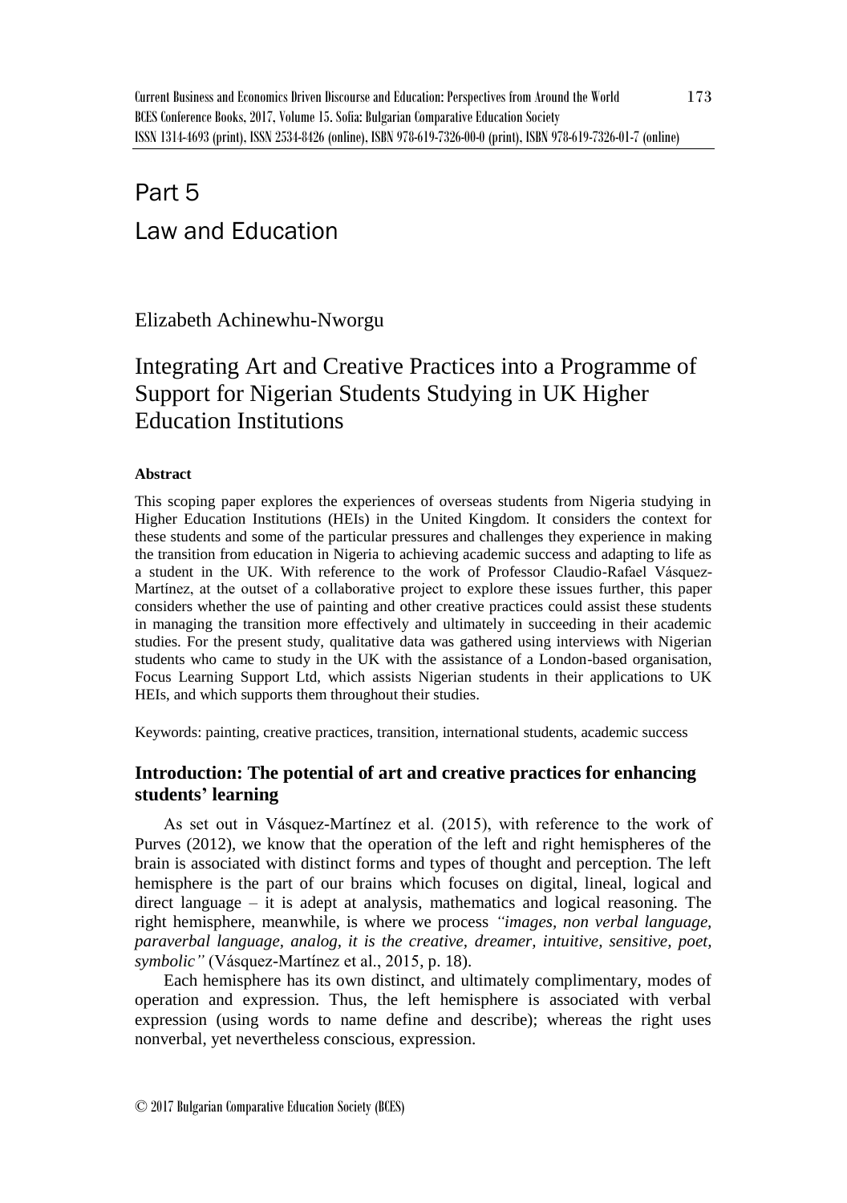# Part 5

# Law and Education

Elizabeth Achinewhu-Nworgu

## Integrating Art and Creative Practices into a Programme of Support for Nigerian Students Studying in UK Higher Education Institutions

### Abstract

This scoping paper explores the experiences of overseas students from Nigeria studying in Higher Education Institutions (HEIs) in the United Kingdom. It considers the context for these students and some of the particular pressures and challenges they experience in making the transition from education in Nigeria to achieving academic success and adapting to life as a student in the UK. With reference to the work of Professor Claudio-Rafael Vásquez-Martínez, at the outset of a collaborative project to explore these issues further, this paper considers whether the use of painting and other creative practices could assist these students in managing the transition more effectively and ultimately in succeeding in their academic studies. For the present study, qualitative data was gathered using interviews with Nigerian students who came to study in the UK with the assistance of a London-based organisation, Focus Learning Support Ltd, which assists Nigerian students in their applications to UK HEIs, and which supports them throughout their studies.

Keywords: painting, creative practices, transition, international students, academic success

### Introduction: The potential of art and creative practices for enhancing students' learning

As set out in Vásquez-Martínez et al. (2015), with reference to the work of Purves (2012), we know that the operation of the left and right hemispheres of the brain is associated with distinct forms and types of thought and perception. The left hemisphere is the part of our brains which focuses on digital, lineal, logical and direct language – it is adept at analysis, mathematics and logical reasoning. The right hemisphere, meanwhile, is where we process *"images, non verbal language, paraverbal language, analog, it is the creative, dreamer, intuitive, sensitive, poet, symbolic"* (Vásquez-Martínez et al., 2015, p. 18).

Each hemisphere has its own distinct, and ultimately complimentary, modes of operation and expression. Thus, the left hemisphere is associated with verbal expression (using words to name define and describe); whereas the right uses nonverbal, yet nevertheless conscious, expression.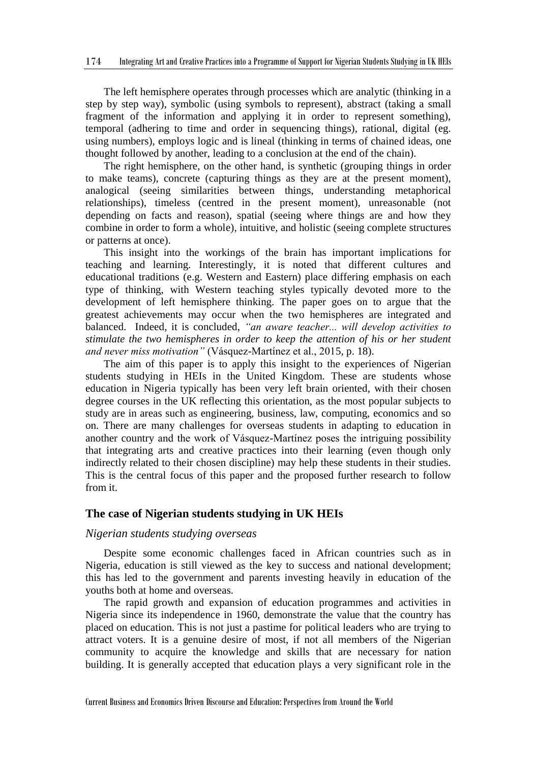The left hemisphere operates through processes which are analytic (thinking in a step by step way), symbolic (using symbols to represent), abstract (taking a small fragment of the information and applying it in order to represent something), temporal (adhering to time and order in sequencing things), rational, digital (eg. using numbers), employs logic and is lineal (thinking in terms of chained ideas, one thought followed by another, leading to a conclusion at the end of the chain).

The right hemisphere, on the other hand, is synthetic (grouping things in order to make teams), concrete (capturing things as they are at the present moment), analogical (seeing similarities between things, understanding metaphorical relationships), timeless (centred in the present moment), unreasonable (not depending on facts and reason), spatial (seeing where things are and how they combine in order to form a whole), intuitive, and holistic (seeing complete structures or patterns at once).

This insight into the workings of the brain has important implications for teaching and learning. Interestingly, it is noted that different cultures and educational traditions (e.g. Western and Eastern) place differing emphasis on each type of thinking, with Western teaching styles typically devoted more to the development of left hemisphere thinking. The paper goes on to argue that the greatest achievements may occur when the two hemispheres are integrated and balanced. Indeed, it is concluded, *"an aware teacher... will develop activities to stimulate the two hemispheres in order to keep the attention of his or her student and never miss motivation"* (Vásquez-Martínez et al., 2015, p. 18).

The aim of this paper is to apply this insight to the experiences of Nigerian students studying in HEIs in the United Kingdom. These are students whose education in Nigeria typically has been very left brain oriented, with their chosen degree courses in the UK reflecting this orientation, as the most popular subjects to study are in areas such as engineering, business, law, computing, economics and so on. There are many challenges for overseas students in adapting to education in another country and the work of Vásquez-Martínez poses the intriguing possibility that integrating arts and creative practices into their learning (even though only indirectly related to their chosen discipline) may help these students in their studies. This is the central focus of this paper and the proposed further research to follow from it.

## The case of Nigerian students studying in UK HEIs

### *Nigerian students studying overseas*

Despite some economic challenges faced in African countries such as in Nigeria, education is still viewed as the key to success and national development; this has led to the government and parents investing heavily in education of the youths both at home and overseas.

The rapid growth and expansion of education programmes and activities in Nigeria since its independence in 1960, demonstrate the value that the country has placed on education. This is not just a pastime for political leaders who are trying to attract voters. It is a genuine desire of most, if not all members of the Nigerian community to acquire the knowledge and skills that are necessary for nation building. It is generally accepted that education plays a very significant role in the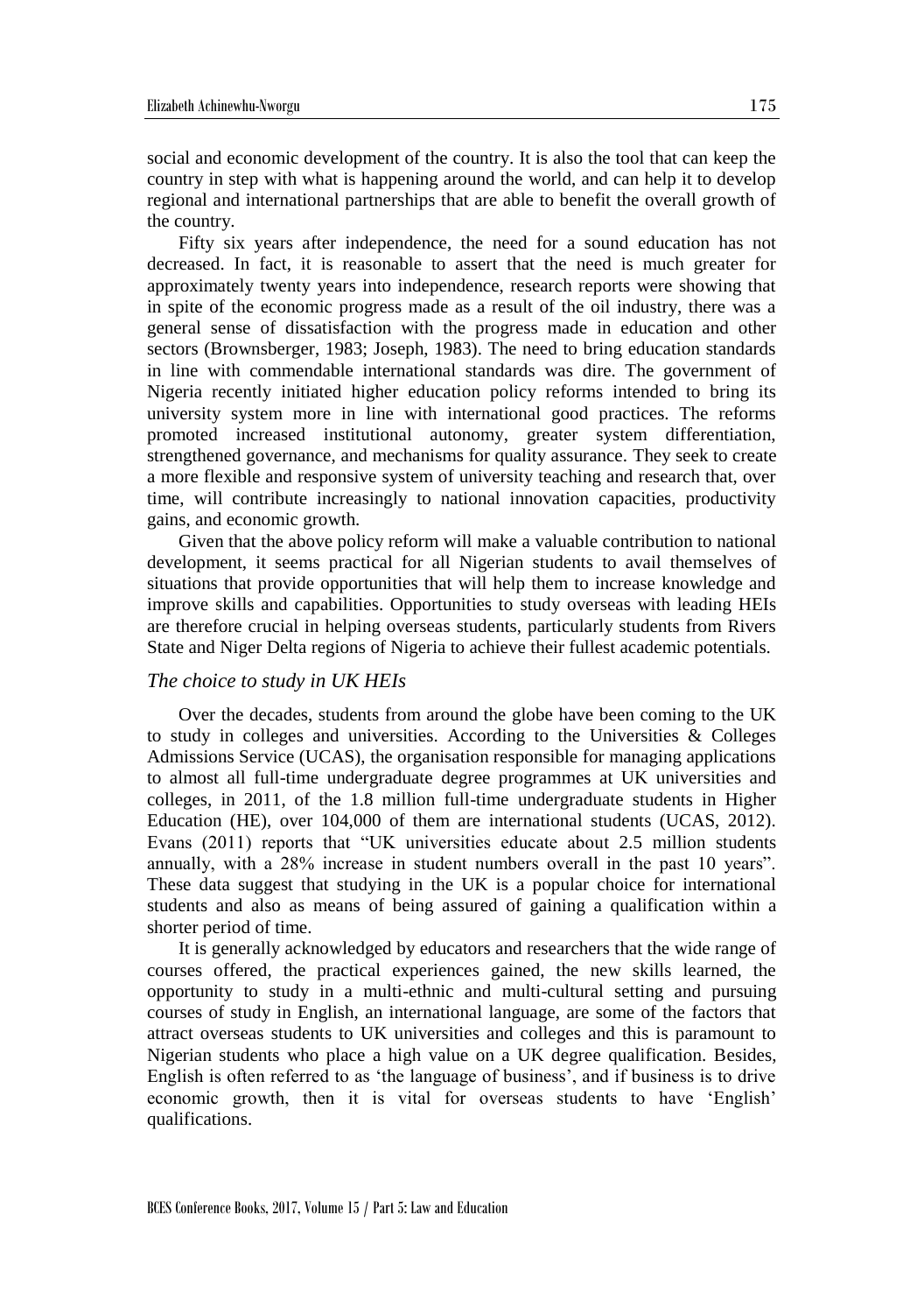social and economic development of the country. It is also the tool that can keep the country in step with what is happening around the world, and can help it to develop regional and international partnerships that are able to benefit the overall growth of the country.

Fifty six years after independence, the need for a sound education has not decreased. In fact, it is reasonable to assert that the need is much greater for approximately twenty years into independence, research reports were showing that in spite of the economic progress made as a result of the oil industry, there was a general sense of dissatisfaction with the progress made in education and other sectors (Brownsberger, 1983; Joseph, 1983). The need to bring education standards in line with commendable international standards was dire. The government of Nigeria recently initiated higher education policy reforms intended to bring its university system more in line with international good practices. The reforms promoted increased institutional autonomy, greater system differentiation, strengthened governance, and mechanisms for quality assurance. They seek to create a more flexible and responsive system of university teaching and research that, over time, will contribute increasingly to national innovation capacities, productivity gains, and economic growth.

Given that the above policy reform will make a valuable contribution to national development, it seems practical for all Nigerian students to avail themselves of situations that provide opportunities that will help them to increase knowledge and improve skills and capabilities. Opportunities to study overseas with leading HEIs are therefore crucial in helping overseas students, particularly students from Rivers State and Niger Delta regions of Nigeria to achieve their fullest academic potentials.

### *The choice to study in UK HEIs*

Over the decades, students from around the globe have been coming to the UK to study in colleges and universities. According to the Universities & Colleges Admissions Service (UCAS), the organisation responsible for managing applications to almost all full-time undergraduate degree programmes at UK universities and colleges, in 2011, of the 1.8 million full-time undergraduate students in Higher Education (HE), over 104,000 of them are international students (UCAS, 2012). Evans (2011) reports that "UK universities educate about 2.5 million students annually, with a 28% increase in student numbers overall in the past 10 years". These data suggest that studying in the UK is a popular choice for international students and also as means of being assured of gaining a qualification within a shorter period of time.

It is generally acknowledged by educators and researchers that the wide range of courses offered, the practical experiences gained, the new skills learned, the opportunity to study in a multi-ethnic and multi-cultural setting and pursuing courses of study in English, an international language, are some of the factors that attract overseas students to UK universities and colleges and this is paramount to Nigerian students who place a high value on a UK degree qualification. Besides, English is often referred to as 'the language of business', and if business is to drive economic growth, then it is vital for overseas students to have 'English' qualifications.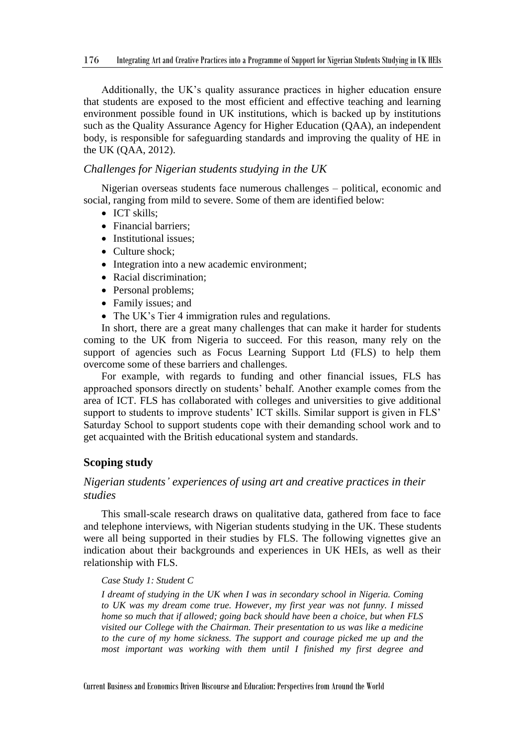Additionally, the UK's quality assurance practices in higher education ensure that students are exposed to the most efficient and effective teaching and learning environment possible found in UK institutions, which is backed up by institutions such as the Quality Assurance Agency for Higher Education (QAA), an independent body, is responsible for safeguarding standards and improving the quality of HE in the UK (QAA, 2012).

### *Challenges for Nigerian students studying in the UK*

Nigerian overseas students face numerous challenges – political, economic and social, ranging from mild to severe. Some of them are identified below:

- ICT skills;
- Financial barriers;
- Institutional issues;
- Culture shock;
- Integration into a new academic environment;
- Racial discrimination;
- Personal problems;
- Family issues; and
- The UK's Tier 4 immigration rules and regulations.

In short, there are a great many challenges that can make it harder for students coming to the UK from Nigeria to succeed. For this reason, many rely on the support of agencies such as Focus Learning Support Ltd (FLS) to help them overcome some of these barriers and challenges.

For example, with regards to funding and other financial issues, FLS has approached sponsors directly on students' behalf. Another example comes from the area of ICT. FLS has collaborated with colleges and universities to give additional support to students to improve students' ICT skills. Similar support is given in FLS' Saturday School to support students cope with their demanding school work and to get acquainted with the British educational system and standards.

## Scoping study

### *Nigerian students' experiences of using art and creative practices in their studies*

This small-scale research draws on qualitative data, gathered from face to face and telephone interviews, with Nigerian students studying in the UK. These students were all being supported in their studies by FLS. The following vignettes give an indication about their backgrounds and experiences in UK HEIs, as well as their relationship with FLS.

*Case Study 1: Student C*

*I dreamt of studying in the UK when I was in secondary school in Nigeria. Coming to UK was my dream come true. However, my first year was not funny. I missed home so much that if allowed; going back should have been a choice, but when FLS visited our College with the Chairman. Their presentation to us was like a medicine to the cure of my home sickness. The support and courage picked me up and the most important was working with them until I finished my first degree and*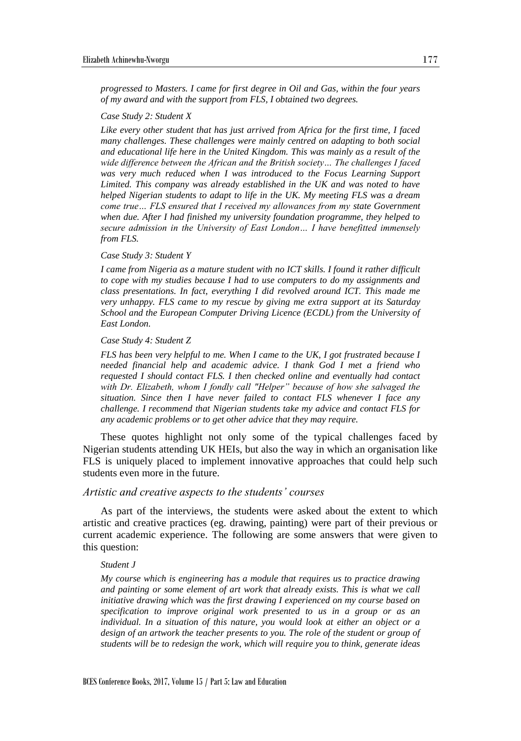*progressed to Masters. I came for first degree in Oil and Gas, within the four years of my award and with the support from FLS, I obtained two degrees.*

*Case Study 2: Student X*

*Like every other student that has just arrived from Africa for the first time, I faced many challenges. These challenges were mainly centred on adapting to both social and educational life here in the United Kingdom. This was mainly as a result of the wide difference between the African and the British society… The challenges I faced was very much reduced when I was introduced to the Focus Learning Support Limited. This company was already established in the UK and was noted to have helped Nigerian students to adapt to life in the UK. My meeting FLS was a dream come true… FLS ensured that I received my allowances from my state Government when due. After I had finished my university foundation programme, they helped to secure admission in the University of East London… I have benefitted immensely from FLS.*

*Case Study 3: Student Y*

*I came from Nigeria as a mature student with no ICT skills. I found it rather difficult to cope with my studies because I had to use computers to do my assignments and class presentations. In fact, everything I did revolved around ICT. This made me very unhappy. FLS came to my rescue by giving me extra support at its Saturday School and the European Computer Driving Licence (ECDL) from the University of East London.*

*Case Study 4: Student Z*

*FLS has been very helpful to me. When I came to the UK, I got frustrated because I needed financial help and academic advice. I thank God I met a friend who requested I should contact FLS. I then checked online and eventually had contact with Dr. Elizabeth, whom I fondly call "Helper" because of how she salvaged the situation. Since then I have never failed to contact FLS whenever I face any challenge. I recommend that Nigerian students take my advice and contact FLS for any academic problems or to get other advice that they may require.*

These quotes highlight not only some of the typical challenges faced by Nigerian students attending UK HEIs, but also the way in which an organisation like FLS is uniquely placed to implement innovative approaches that could help such students even more in the future.

### *Artistic and creative aspects to the students' courses*

As part of the interviews, the students were asked about the extent to which artistic and creative practices (eg. drawing, painting) were part of their previous or current academic experience. The following are some answers that were given to this question:

*Student J*

*My course which is engineering has a module that requires us to practice drawing and painting or some element of art work that already exists. This is what we call initiative drawing which was the first drawing I experienced on my course based on specification to improve original work presented to us in a group or as an individual. In a situation of this nature, you would look at either an object or a design of an artwork the teacher presents to you. The role of the student or group of students will be to redesign the work, which will require you to think, generate ideas*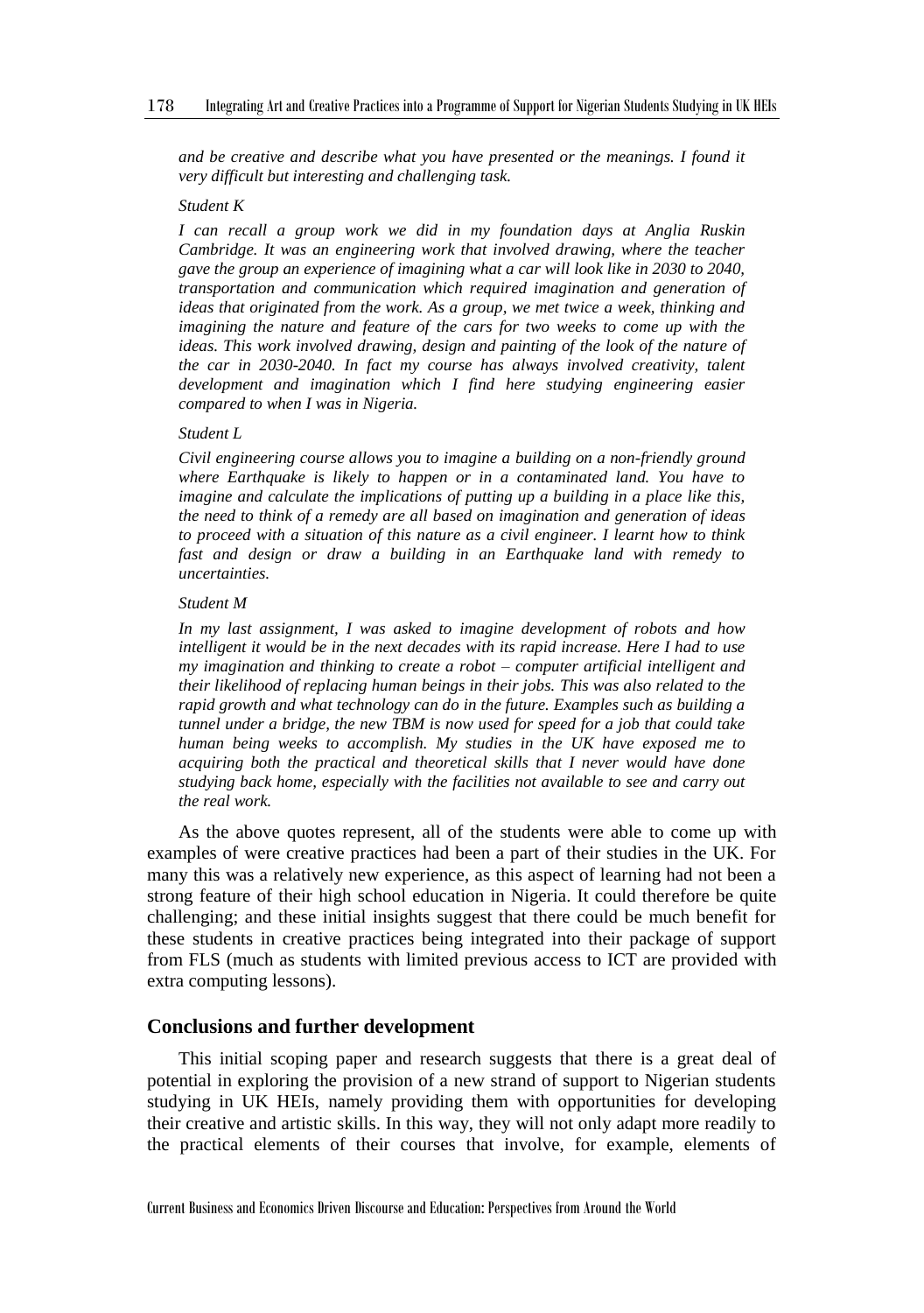*and be creative and describe what you have presented or the meanings. I found it very difficult but interesting and challenging task.*

*Student K*

*I can recall a group work we did in my foundation days at Anglia Ruskin Cambridge. It was an engineering work that involved drawing, where the teacher gave the group an experience of imagining what a car will look like in 2030 to 2040, transportation and communication which required imagination and generation of ideas that originated from the work. As a group, we met twice a week, thinking and imagining the nature and feature of the cars for two weeks to come up with the ideas. This work involved drawing, design and painting of the look of the nature of the car in 2030-2040. In fact my course has always involved creativity, talent development and imagination which I find here studying engineering easier compared to when I was in Nigeria.*

*Student L*

*Civil engineering course allows you to imagine a building on a non-friendly ground where Earthquake is likely to happen or in a contaminated land. You have to imagine and calculate the implications of putting up a building in a place like this, the need to think of a remedy are all based on imagination and generation of ideas to proceed with a situation of this nature as a civil engineer. I learnt how to think fast and design or draw a building in an Earthquake land with remedy to uncertainties.*

*Student M*

*In my last assignment, I was asked to imagine development of robots and how intelligent it would be in the next decades with its rapid increase. Here I had to use my imagination and thinking to create a robot – computer artificial intelligent and their likelihood of replacing human beings in their jobs. This was also related to the rapid growth and what technology can do in the future. Examples such as building a tunnel under a bridge, the new TBM is now used for speed for a job that could take human being weeks to accomplish. My studies in the UK have exposed me to acquiring both the practical and theoretical skills that I never would have done studying back home, especially with the facilities not available to see and carry out the real work.*

As the above quotes represent, all of the students were able to come up with examples of were creative practices had been a part of their studies in the UK. For many this was a relatively new experience, as this aspect of learning had not been a strong feature of their high school education in Nigeria. It could therefore be quite challenging; and these initial insights suggest that there could be much benefit for these students in creative practices being integrated into their package of support from FLS (much as students with limited previous access to ICT are provided with extra computing lessons).

## Conclusions and further development

This initial scoping paper and research suggests that there is a great deal of potential in exploring the provision of a new strand of support to Nigerian students studying in UK HEIs, namely providing them with opportunities for developing their creative and artistic skills. In this way, they will not only adapt more readily to the practical elements of their courses that involve, for example, elements of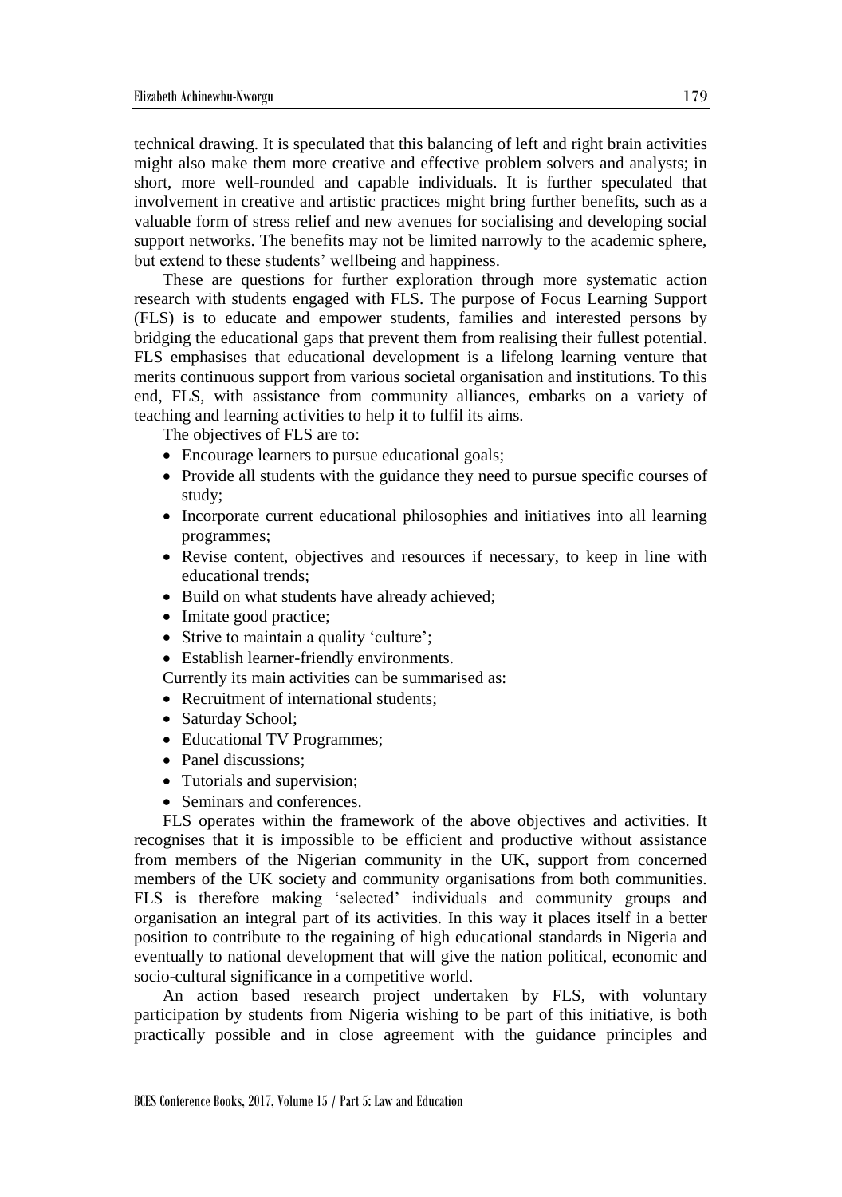technical drawing. It is speculated that this balancing of left and right brain activities might also make them more creative and effective problem solvers and analysts; in short, more well-rounded and capable individuals. It is further speculated that involvement in creative and artistic practices might bring further benefits, such as a valuable form of stress relief and new avenues for socialising and developing social support networks. The benefits may not be limited narrowly to the academic sphere, but extend to these students' wellbeing and happiness.

These are questions for further exploration through more systematic action research with students engaged with FLS. The purpose of Focus Learning Support (FLS) is to educate and empower students, families and interested persons by bridging the educational gaps that prevent them from realising their fullest potential. FLS emphasises that educational development is a lifelong learning venture that merits continuous support from various societal organisation and institutions. To this end, FLS, with assistance from community alliances, embarks on a variety of teaching and learning activities to help it to fulfil its aims.

The objectives of FLS are to:

- Encourage learners to pursue educational goals;
- Provide all students with the guidance they need to pursue specific courses of study;
- Incorporate current educational philosophies and initiatives into all learning programmes;
- Revise content, objectives and resources if necessary, to keep in line with educational trends;
- Build on what students have already achieved;
- Imitate good practice;
- Strive to maintain a quality 'culture';
- Establish learner-friendly environments.

Currently its main activities can be summarised as:

- Recruitment of international students;
- Saturday School;
- Educational TV Programmes;
- Panel discussions;
- Tutorials and supervision;
- Seminars and conferences.

FLS operates within the framework of the above objectives and activities. It recognises that it is impossible to be efficient and productive without assistance from members of the Nigerian community in the UK, support from concerned members of the UK society and community organisations from both communities. FLS is therefore making 'selected' individuals and community groups and organisation an integral part of its activities. In this way it places itself in a better position to contribute to the regaining of high educational standards in Nigeria and eventually to national development that will give the nation political, economic and socio-cultural significance in a competitive world.

An action based research project undertaken by FLS, with voluntary participation by students from Nigeria wishing to be part of this initiative, is both practically possible and in close agreement with the guidance principles and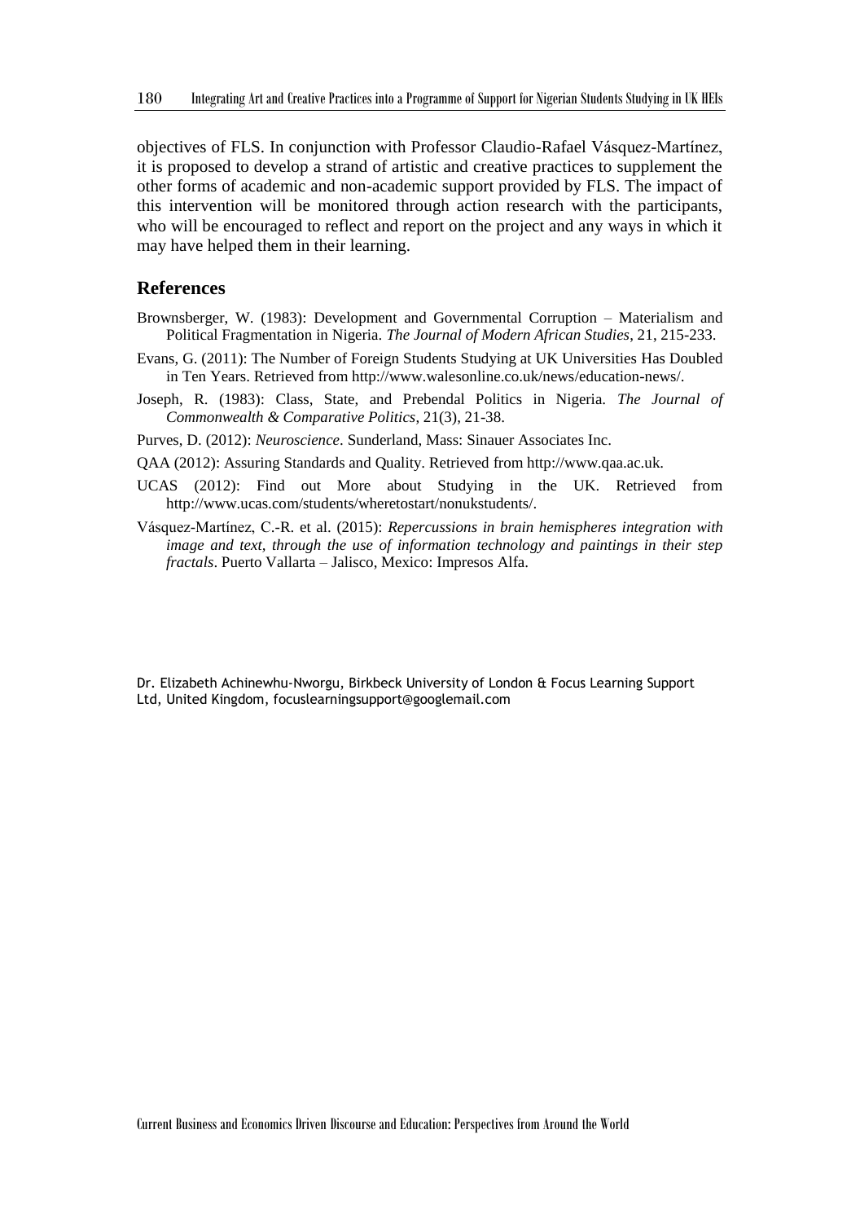objectives of FLS. In conjunction with Professor Claudio-Rafael Vásquez-Martínez, it is proposed to develop a strand of artistic and creative practices to supplement the other forms of academic and non-academic support provided by FLS. The impact of this intervention will be monitored through action research with the participants, who will be encouraged to reflect and report on the project and any ways in which it may have helped them in their learning.

## References

Brownsberger, W. (1983): Development and Governmental Corruption – Materialism and Political Fragmentation in Nigeria. *The Journal of Modern African Studies*, 21, 215-233.

Evans, G. (2011): The Number of Foreign Students Studying at UK Universities Has Doubled in Ten Years. Retrieved from http://www.walesonline.co.uk/news/education-news/.

Joseph, R. (1983): Class, State, and Prebendal Politics in Nigeria. *The Journal of Commonwealth & Comparative Politics*, 21(3), 21-38.

Purves, D. (2012): *Neuroscience*. Sunderland, Mass: Sinauer Associates Inc.

QAA (2012): Assuring Standards and Quality. Retrieved from http://www.qaa.ac.uk.

UCAS (2012): Find out More about Studying in the UK. Retrieved from http://www.ucas.com/students/wheretostart/nonukstudents/.

Vásquez-Martínez, C.-R. et al. (2015): *Repercussions in brain hemispheres integration with image and text, through the use of information technology and paintings in their step fractals*. Puerto Vallarta – Jalisco, Mexico: Impresos Alfa.

Dr. Elizabeth Achinewhu-Nworgu, Birkbeck University of London & Focus Learning Support Ltd, United Kingdom, focuslearningsupport@googlemail.com